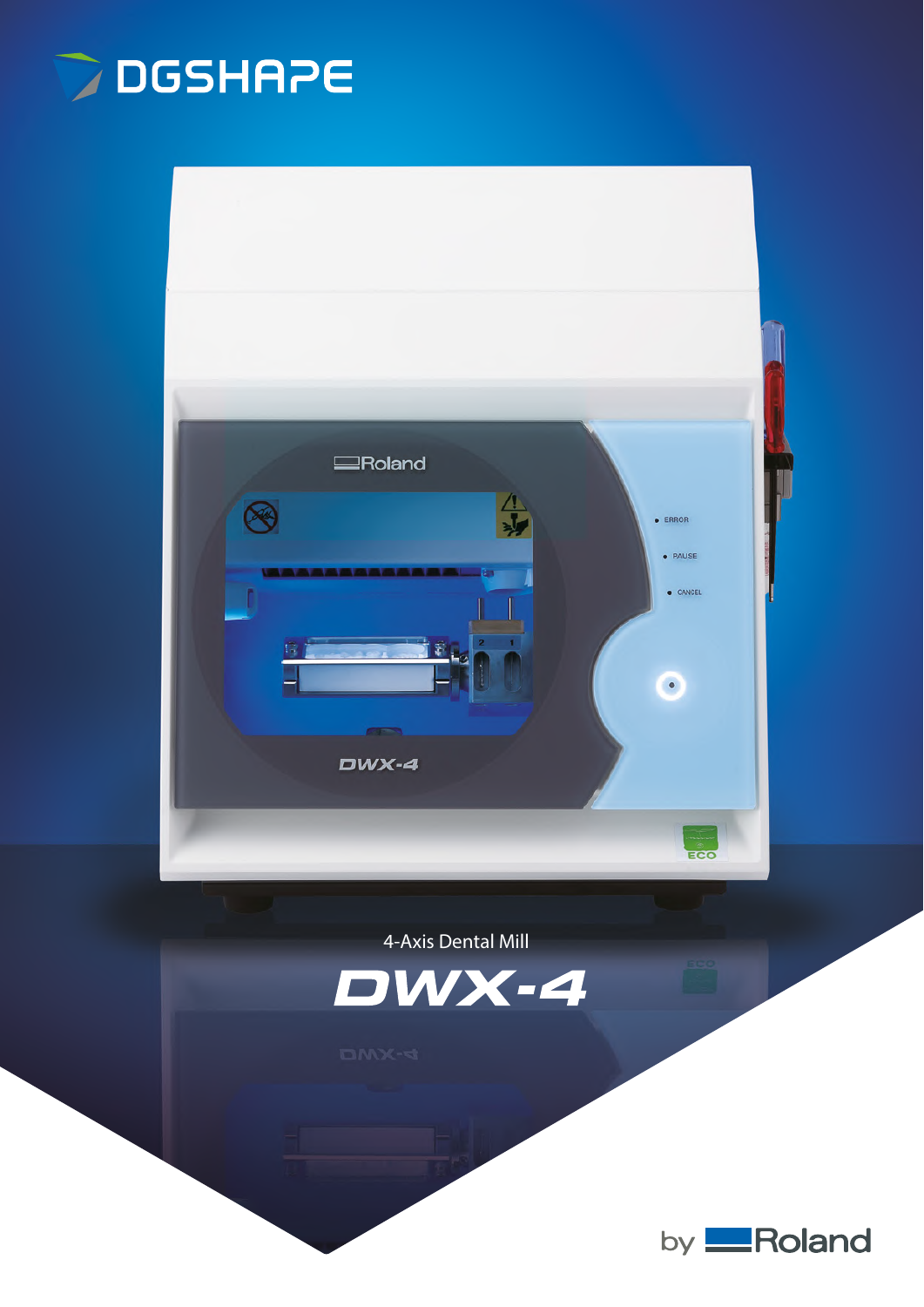DGSHAPE

4-Axis Dental Mill

# DWX-4

by Roland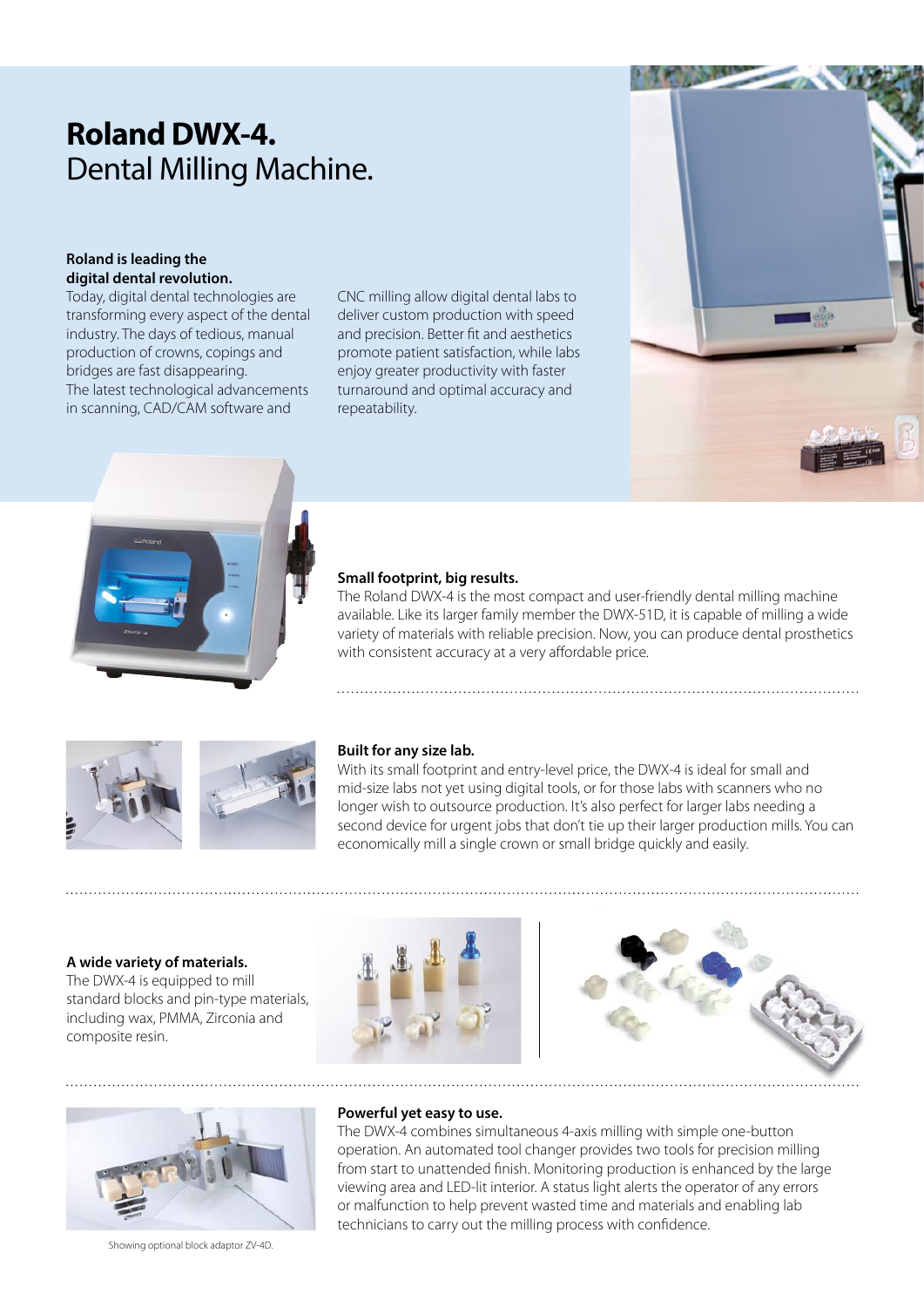# **Roland DWX-4.** Dental Milling Machine.

**Roland is leading the digital dental revolution.**
Today, digital dental technologies are transforming every aspect of the dental industry. The days of tedious, manual production of crowns, copings and bridges are fast disappearing. The latest technological advancements in scanning, CAD/CAM software and CNC milling allow digital dental labs to deliver custom production with speed and precision. Better fit and aesthetics promote patient satisfaction, while labs enjoy greater productivity with faster turnaround and optimal accuracy and repeatability.

**Small footprint, big results.**
The Roland DWX-4 is the most compact and user-friendly dental milling machine available. Like its larger family member the DWX-51D, it is capable of milling a wide variety of materials with reliable precision. Now, you can produce dental prosthetics with consistent accuracy at a very affordable price.

**Built for any size lab.**
With its small footprint and entry-level price, the DWX-4 is ideal for small and mid-size labs not yet using digital tools, or for those labs with scanners who no longer wish to outsource production. It's also perfect for larger labs needing a second device for urgent jobs that don't tie up their larger production mills. You can economically mill a single crown or small bridge quickly and easily.

**A wide variety of materials.**
The DWX-4 is equipped to mill standard blocks and pin-type materials, including wax, PMMA, Zirconia and composite resin.

**Powerful yet easy to use.**
The DWX-4 combines simultaneous 4-axis milling with simple one-button operation. An automated tool changer provides two tools for precision milling from start to unattended finish. Monitoring production is enhanced by the large viewing area and LED-lit interior. A status light alerts the operator of any errors or malfunction to help prevent wasted time and materials and enabling lab technicians to carry out the milling process with confidence.

Showing optional block adaptor ZV-4D.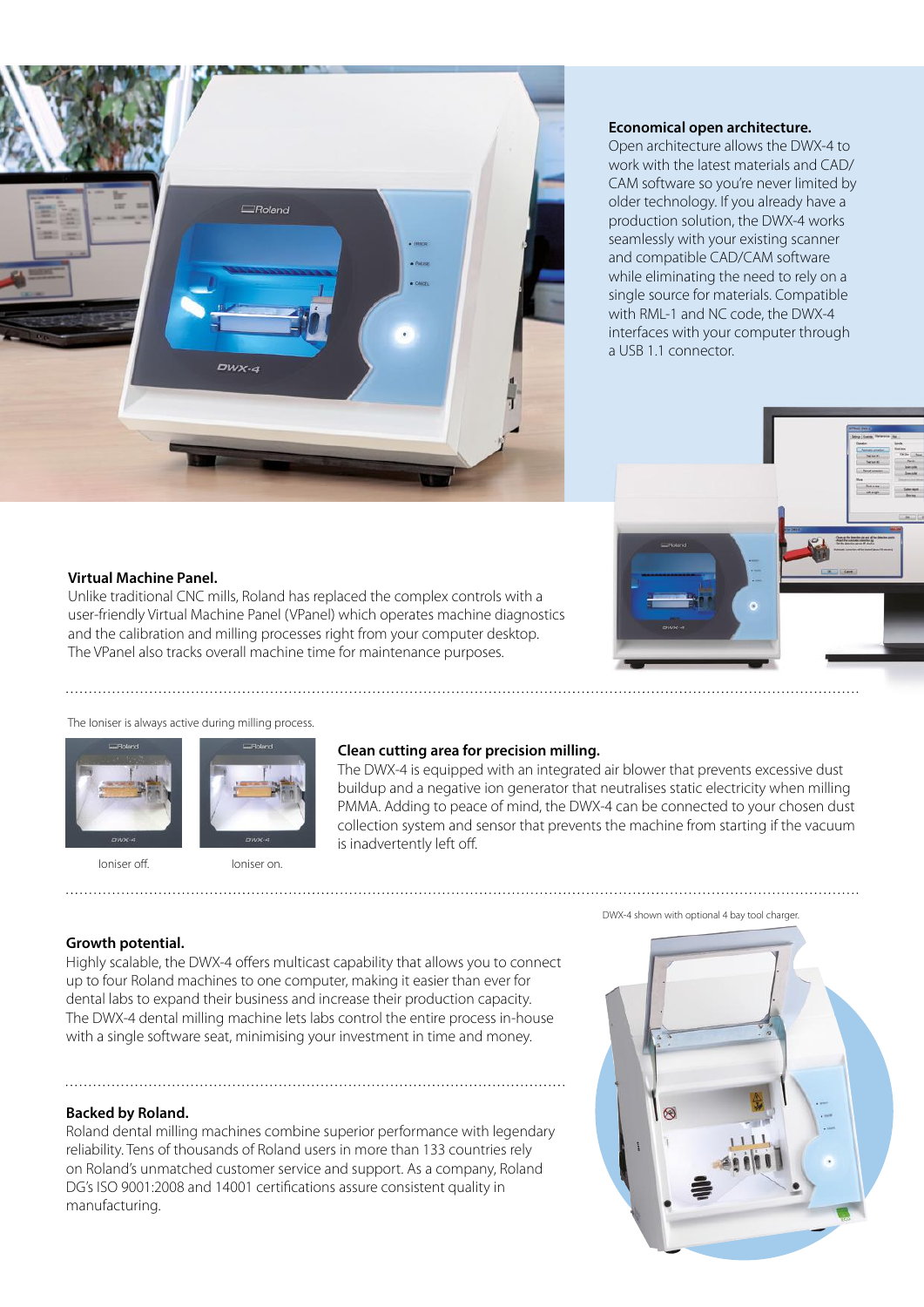## Economical open architecture.

Open architecture allows the DWX-4 to work with the latest materials and CAD/CAM software so you're never limited by older technology. If you already have a production solution, the DWX-4 works seamlessly with your existing scanner and compatible CAD/CAM software while eliminating the need to rely on a single source for materials. Compatible with RML-1 and NC code, the DWX-4 interfaces with your computer through a USB 1.1 connector.

## Virtual Machine Panel.

Unlike traditional CNC mills, Roland has replaced the complex controls with a user-friendly Virtual Machine Panel (VPanel) which operates machine diagnostics and the calibration and milling processes right from your computer desktop. The VPanel also tracks overall machine time for maintenance purposes.

The Ioniser is always active during milling process.

Ioniser off.

Ioniser on.

## Clean cutting area for precision milling.

The DWX-4 is equipped with an integrated air blower that prevents excessive dust buildup and a negative ion generator that neutralises static electricity when milling PMMA. Adding to peace of mind, the DWX-4 can be connected to your chosen dust collection system and sensor that prevents the machine from starting if the vacuum is inadvertently left off.

DWX-4 shown with optional 4 bay tool charger.

## Growth potential.

Highly scalable, the DWX-4 offers multicast capability that allows you to connect up to four Roland machines to one computer, making it easier than ever for dental labs to expand their business and increase their production capacity. The DWX-4 dental milling machine lets labs control the entire process in-house with a single software seat, minimising your investment in time and money.

## Backed by Roland.

Roland dental milling machines combine superior performance with legendary reliability. Tens of thousands of Roland users in more than 133 countries rely on Roland's unmatched customer service and support. As a company, Roland DG's ISO 9001:2008 and 14001 certifications assure consistent quality in manufacturing.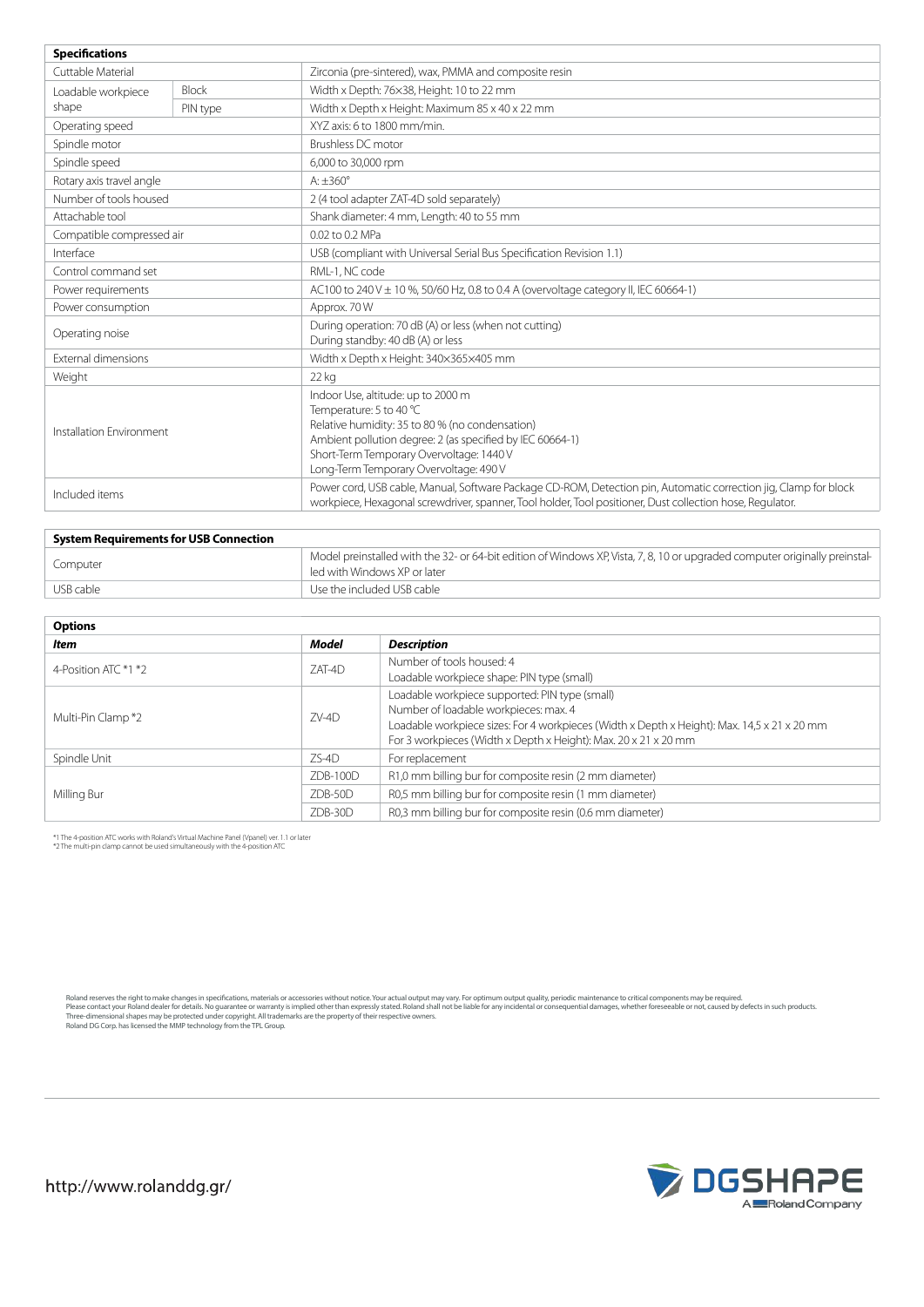| Specifications | | |
|---|---|---|
| Cuttable Material | | Zirconia (pre-sintered), wax, PMMA and composite resin |
| Loadable workpiece shape | Block | Width x Depth: 76×38, Height: 10 to 22 mm |
| | PIN type | Width x Depth x Height: Maximum 85 x 40 x 22 mm |
| Operating speed | | XYZ axis: 6 to 1800 mm/min. |
| Spindle motor | | Brushless DC motor |
| Spindle speed | | 6,000 to 30,000 rpm |
| Rotary axis travel angle | | A: ±360° |
| Number of tools housed | | 2 (4 tool adapter ZAT-4D sold separately) |
| Attachable tool | | Shank diameter: 4 mm, Length: 40 to 55 mm |
| Compatible compressed air | | 0.02 to 0.2 MPa |
| Interface | | USB (compliant with Universal Serial Bus Specification Revision 1.1) |
| Control command set | | RML-1, NC code |
| Power requirements | | AC100 to 240 V ± 10 %, 50/60 Hz, 0.8 to 0.4 A (overvoltage category II, IEC 60664-1) |
| Power consumption | | Approx. 70 W |
| Operating noise | | During operation: 70 dB (A) or less (when not cutting)<br>During standby: 40 dB (A) or less |
| External dimensions | | Width x Depth x Height: 340×365×405 mm |
| Weight | | 22 kg |
| Installation Environment | | Indoor Use, altitude: up to 2000 m<br>Temperature: 5 to 40 °C<br>Relative humidity: 35 to 80 % (no condensation)<br>Ambient pollution degree: 2 (as specified by IEC 60664-1)<br>Short-Term Temporary Overvoltage: 1440 V<br>Long-Term Temporary Overvoltage: 490 V |
| Included items | | Power cord, USB cable, Manual, Software Package CD-ROM, Detection pin, Automatic correction jig, Clamp for block workpiece, Hexagonal screwdriver, spanner, Tool holder, Tool positioner, Dust collection hose, Regulator. |

| System Requirements for USB Connection | |
|---|---|
| Computer | Model preinstalled with the 32- or 64-bit edition of Windows XP, Vista, 7, 8, 10 or upgraded computer originally preinstalled with Windows XP or later |
| USB cable | Use the included USB cable |

| Options | | |
|---|---|---|
| ***Item*** | ***Model*** | ***Description*** |
| 4-Position ATC *1 *2 | ZAT-4D | Number of tools housed: 4<br>Loadable workpiece shape: PIN type (small) |
| Multi-Pin Clamp *2 | ZV-4D | Loadable workpiece supported: PIN type (small)<br>Number of loadable workpieces: max. 4<br>Loadable workpiece sizes: For 4 workpieces (Width x Depth x Height): Max. 14,5 x 21 x 20 mm<br>For 3 workpieces (Width x Depth x Height): Max. 20 x 21 x 20 mm |
| Spindle Unit | ZS-4D | For replacement |
| Milling Bur | ZDB-100D | R1,0 mm billing bur for composite resin (2 mm diameter) |
| | ZDB-50D | R0,5 mm billing bur for composite resin (1 mm diameter) |
| | ZDB-30D | R0,3 mm billing bur for composite resin (0.6 mm diameter) |

*1 The 4-position ATC works with Roland's Virtual Machine Panel (Vpanel) ver. 1.1 or later
*2 The multi-pin clamp cannot be used simultaneously with the 4-position ATC

Roland reserves the right to make changes in specifications, materials or accessories without notice. Your actual output may vary. For optimum output quality, periodic maintenance to critical components may be required.
Please contact your Roland dealer for details. No guarantee or warranty is implied other than expressly stated. Roland shall not be liable for any incidental or consequential damages, whether foreseeable or not, caused by defects in such products.
Three-dimensional shapes may be protected under copyright. All trademarks are the property of their respective owners.
Roland DG Corp. has licensed the MMP technology from the TPL Group.

http://www.rolanddg.gr/

DGSHAPE
A Roland Company